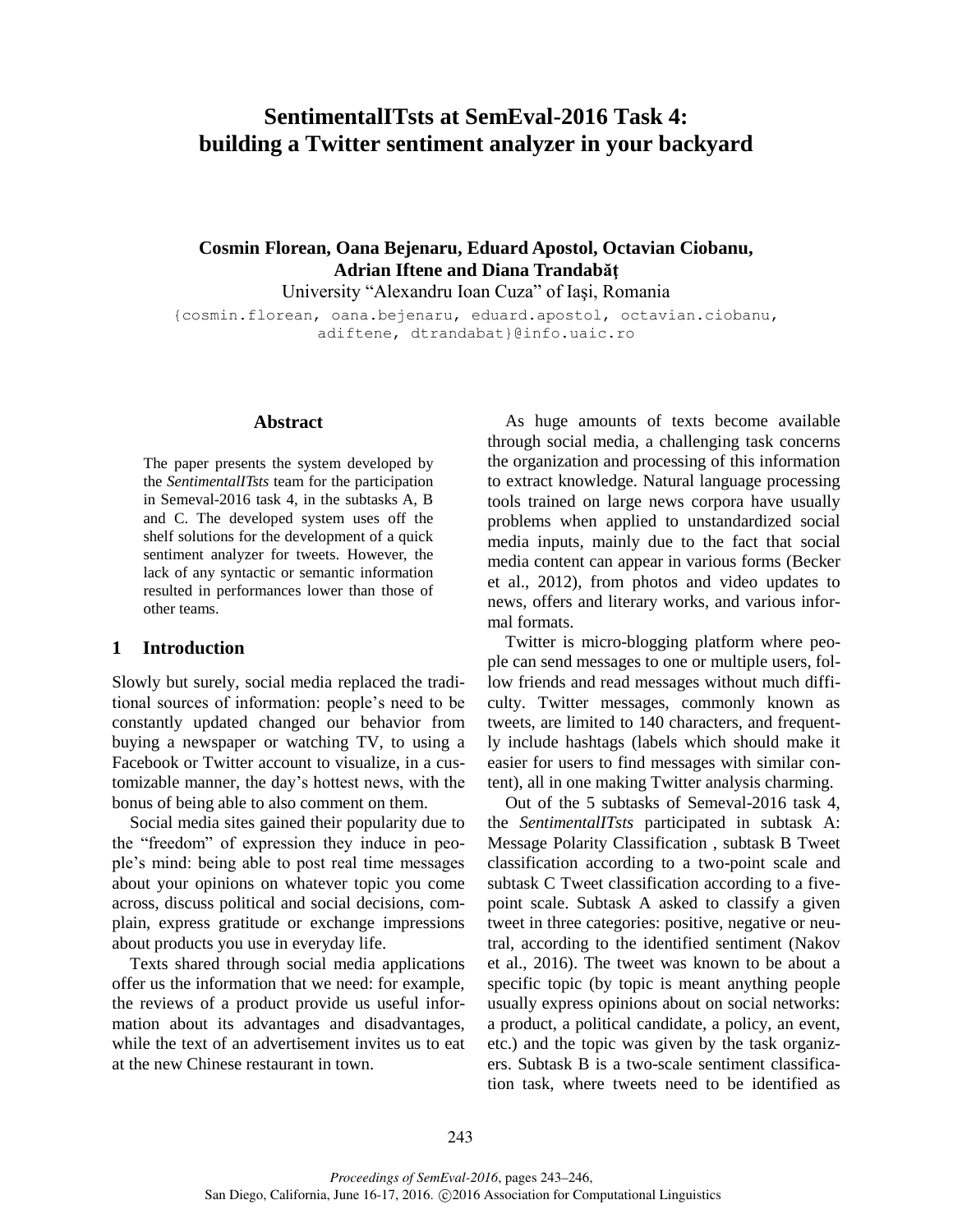# SentimentalITsts at SemEval-2016 Task 4: building a Twitter sentiment analyzer in your backyard

**Cosmin Florean, Oana Bejenaru, Eduard Apostol, Octavian Ciobanu, Adrian Iftene and Diana Trandabăţ**

University "Alexandru Ioan Cuza" of Iaşi, Romania

{cosmin.florean, oana.bejenaru, eduard.apostol, octavian.ciobanu, adiftene, dtrandabat}@info.uaic.ro

## Abstract

The paper presents the system developed by the *SentimentalITsts* team for the participation in Semeval-2016 task 4, in the subtasks A, B and C. The developed system uses off the shelf solutions for the development of a quick sentiment analyzer for tweets. However, the lack of any syntactic or semantic information resulted in performances lower than those of other teams.

## 1 Introduction

Slowly but surely, social media replaced the traditional sources of information: people's need to be constantly updated changed our behavior from buying a newspaper or watching TV, to using a Facebook or Twitter account to visualize, in a customizable manner, the day's hottest news, with the bonus of being able to also comment on them.

Social media sites gained their popularity due to the "freedom" of expression they induce in people's mind: being able to post real time messages about your opinions on whatever topic you come across, discuss political and social decisions, complain, express gratitude or exchange impressions about products you use in everyday life.

Texts shared through social media applications offer us the information that we need: for example, the reviews of a product provide us useful information about its advantages and disadvantages, while the text of an advertisement invites us to eat at the new Chinese restaurant in town.

As huge amounts of texts become available through social media, a challenging task concerns the organization and processing of this information to extract knowledge. Natural language processing tools trained on large news corpora have usually problems when applied to unstandardized social media inputs, mainly due to the fact that social media content can appear in various forms (Becker et al., 2012), from photos and video updates to news, offers and literary works, and various informal formats.

Twitter is micro-blogging platform where people can send messages to one or multiple users, follow friends and read messages without much difficulty. Twitter messages, commonly known as tweets, are limited to 140 characters, and frequently include hashtags (labels which should make it easier for users to find messages with similar content), all in one making Twitter analysis charming.

Out of the 5 subtasks of Semeval-2016 task 4, the *SentimentalITsts* participated in subtask A: Message Polarity Classification , subtask B Tweet classification according to a two-point scale and subtask C Tweet classification according to a five-point scale. Subtask A asked to classify a given tweet in three categories: positive, negative or neutral, according to the identified sentiment (Nakov et al., 2016). The tweet was known to be about a specific topic (by topic is meant anything people usually express opinions about on social networks: a product, a political candidate, a policy, an event, etc.) and the topic was given by the task organizers. Subtask B is a two-scale sentiment classification task, where tweets need to be identified as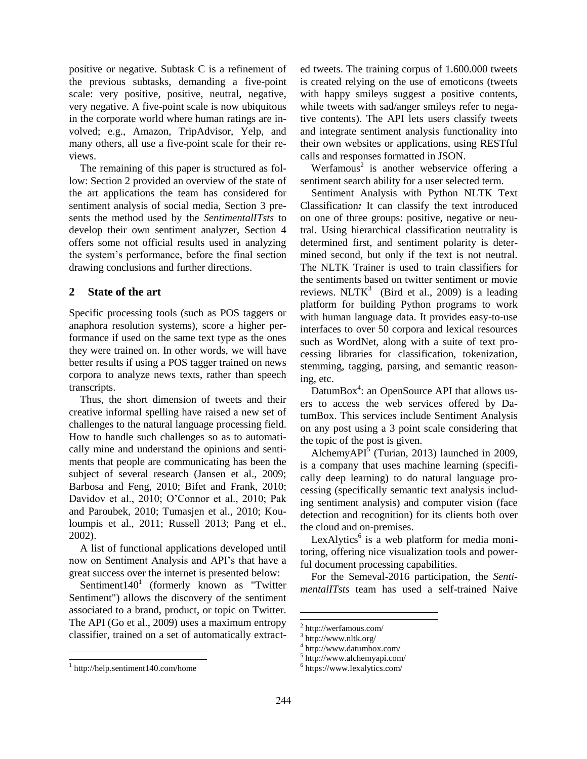positive or negative. Subtask C is a refinement of the previous subtasks, demanding a five-point scale: very positive, positive, neutral, negative, very negative. A five-point scale is now ubiquitous in the corporate world where human ratings are involved; e.g., Amazon, TripAdvisor, Yelp, and many others, all use a five-point scale for their reviews.

The remaining of this paper is structured as follow: Section 2 provided an overview of the state of the art applications the team has considered for sentiment analysis of social media, Section 3 presents the method used by the *SentimentalITsts* to develop their own sentiment analyzer, Section 4 offers some not official results used in analyzing the system's performance, before the final section drawing conclusions and further directions.

## 2 State of the art

Specific processing tools (such as POS taggers or anaphora resolution systems), score a higher performance if used on the same text type as the ones they were trained on. In other words, we will have better results if using a POS tagger trained on news corpora to analyze news texts, rather than speech transcripts.

Thus, the short dimension of tweets and their creative informal spelling have raised a new set of challenges to the natural language processing field. How to handle such challenges so as to automatically mine and understand the opinions and sentiments that people are communicating has been the subject of several research (Jansen et al., 2009; Barbosa and Feng, 2010; Bifet and Frank, 2010; Davidov et al., 2010; O'Connor et al., 2010; Pak and Paroubek, 2010; Tumasjen et al., 2010; Kouloumpis et al., 2011; Russell 2013; Pang et el., 2002).

A list of functional applications developed until now on Sentiment Analysis and API's that have a great success over the internet is presented below:

Sentiment140[1] (formerly known as "Twitter Sentiment") allows the discovery of the sentiment associated to a brand, product, or topic on Twitter. The API (Go et al., 2009) uses a maximum entropy classifier, trained on a set of automatically extracted tweets. The training corpus of 1.600.000 tweets is created relying on the use of emoticons (tweets with happy smileys suggest a positive contents, while tweets with sad/anger smileys refer to negative contents). The API lets users classify tweets and integrate sentiment analysis functionality into their own websites or applications, using RESTful calls and responses formatted in JSON.

Werfamous[2] is another webservice offering a sentiment search ability for a user selected term.

Sentiment Analysis with Python NLTK Text Classification*:* It can classify the text introduced on one of three groups: positive, negative or neutral. Using hierarchical classification neutrality is determined first, and sentiment polarity is determined second, but only if the text is not neutral. The NLTK Trainer is used to train classifiers for the sentiments based on twitter sentiment or movie reviews. NLTK[3] (Bird et al., 2009) is a leading platform for building Python programs to work with human language data. It provides easy-to-use interfaces to over 50 corpora and lexical resources such as WordNet, along with a suite of text processing libraries for classification, tokenization, stemming, tagging, parsing, and semantic reasoning, etc.

DatumBox[4]: an OpenSource API that allows users to access the web services offered by DatumBox. This services include Sentiment Analysis on any post using a 3 point scale considering that the topic of the post is given.

AlchemyAPI[5] (Turian, 2013) launched in 2009, is a company that uses machine learning (specifically deep learning) to do natural language processing (specifically semantic text analysis including sentiment analysis) and computer vision (face detection and recognition) for its clients both over the cloud and on-premises.

LexAlytics[6] is a web platform for media monitoring, offering nice visualization tools and powerful document processing capabilities.

For the Semeval-2016 participation, the *SentimentalITsts* team has used a self-trained Naive

---

[1] http://help.sentiment140.com/home

[2] http://werfamous.com/

[3] http://www.nltk.org/

[4] http://www.datumbox.com/

[5] http://www.alchemyapi.com/

[6] https://www.lexalytics.com/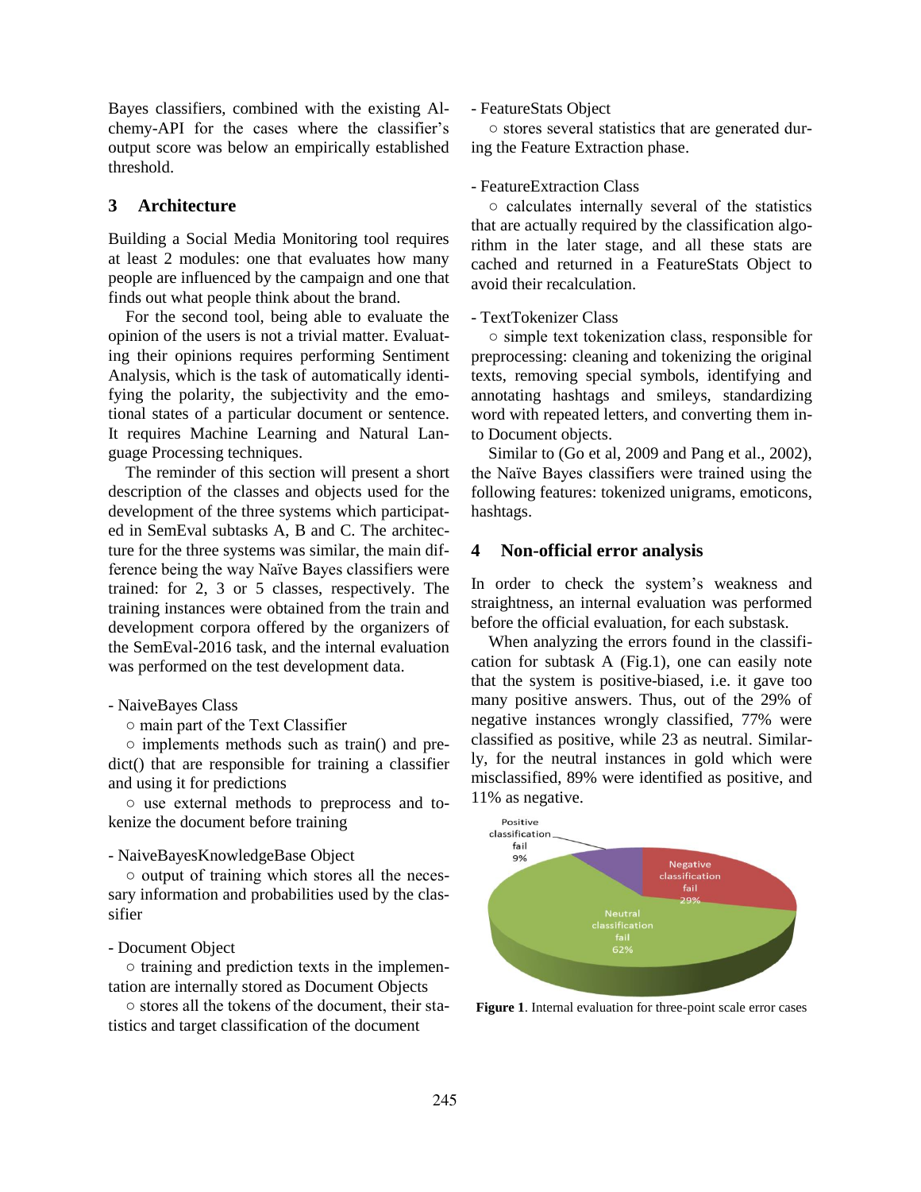Bayes classifiers, combined with the existing Alchemy-API for the cases where the classifier's output score was below an empirically established threshold.

## 3 Architecture

Building a Social Media Monitoring tool requires at least 2 modules: one that evaluates how many people are influenced by the campaign and one that finds out what people think about the brand.

For the second tool, being able to evaluate the opinion of the users is not a trivial matter. Evaluating their opinions requires performing Sentiment Analysis, which is the task of automatically identifying the polarity, the subjectivity and the emotional states of a particular document or sentence. It requires Machine Learning and Natural Language Processing techniques.

The reminder of this section will present a short description of the classes and objects used for the development of the three systems which participated in SemEval subtasks A, B and C. The architecture for the three systems was similar, the main difference being the way Naïve Bayes classifiers were trained: for 2, 3 or 5 classes, respectively. The training instances were obtained from the train and development corpora offered by the organizers of the SemEval-2016 task, and the internal evaluation was performed on the test development data.

- NaiveBayes Class
  - ○ main part of the Text Classifier
  - ○ implements methods such as train() and predict() that are responsible for training a classifier and using it for predictions
  - ○ use external methods to preprocess and tokenize the document before training

- NaiveBayesKnowledgeBase Object
  - ○ output of training which stores all the necessary information and probabilities used by the classifier

- Document Object
  - ○ training and prediction texts in the implementation are internally stored as Document Objects
  - ○ stores all the tokens of the document, their statistics and target classification of the document

- FeatureStats Object
  - ○ stores several statistics that are generated during the Feature Extraction phase.

- FeatureExtraction Class
  - ○ calculates internally several of the statistics that are actually required by the classification algorithm in the later stage, and all these stats are cached and returned in a FeatureStats Object to avoid their recalculation.

- TextTokenizer Class
  - ○ simple text tokenization class, responsible for preprocessing: cleaning and tokenizing the original texts, removing special symbols, identifying and annotating hashtags and smileys, standardizing word with repeated letters, and converting them into Document objects.

Similar to (Go et al, 2009 and Pang et al., 2002), the Naïve Bayes classifiers were trained using the following features: tokenized unigrams, emoticons, hashtags.

## 4 Non-official error analysis

In order to check the system's weakness and straightness, an internal evaluation was performed before the official evaluation, for each substask.

When analyzing the errors found in the classification for subtask A (Fig.1), one can easily note that the system is positive-biased, i.e. it gave too many positive answers. Thus, out of the 29% of negative instances wrongly classified, 77% were classified as positive, while 23 as neutral. Similarly, for the neutral instances in gold which were misclassified, 89% were identified as positive, and 11% as negative.

**Figure 1**. Internal evaluation for three-point scale error cases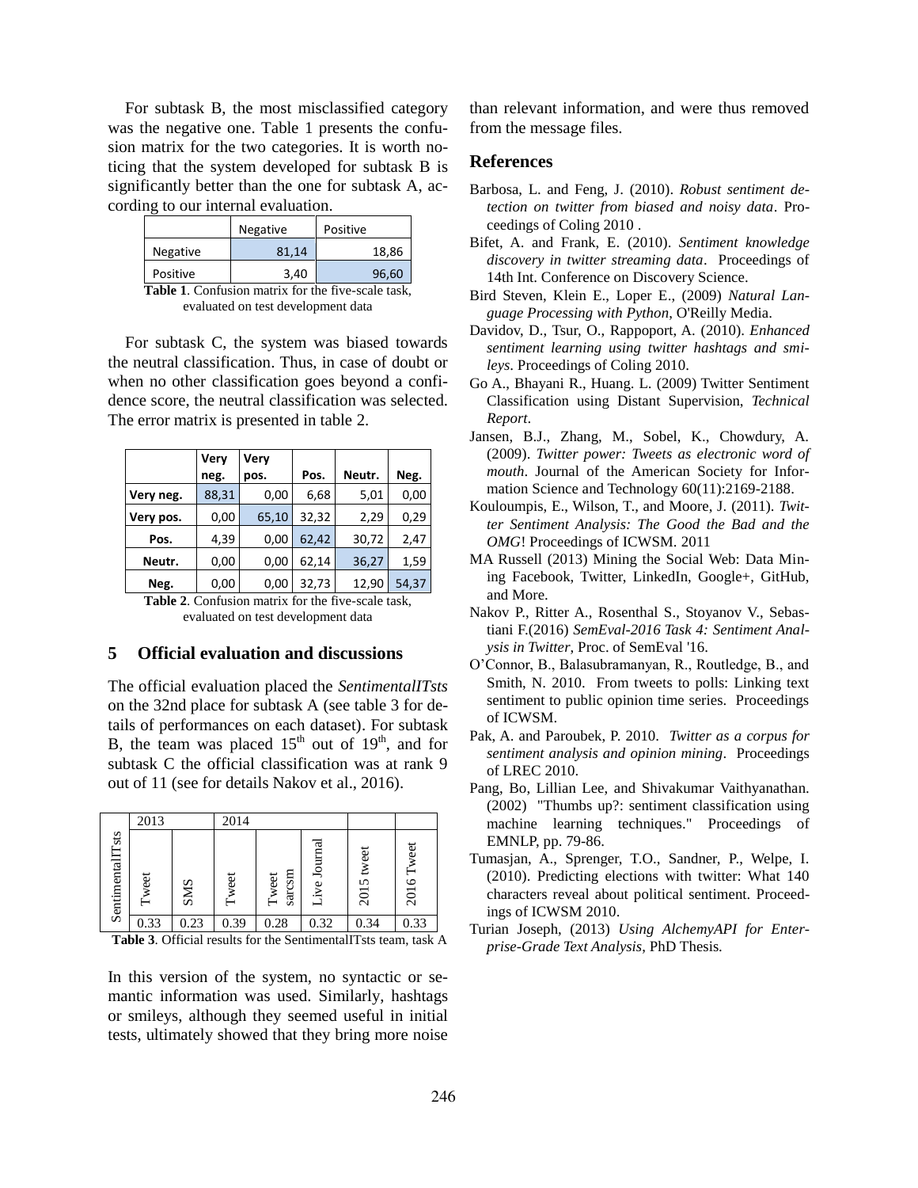For subtask B, the most misclassified category was the negative one. Table 1 presents the confusion matrix for the two categories. It is worth noticing that the system developed for subtask B is significantly better than the one for subtask A, according to our internal evaluation.

| | Negative | Positive |
|---|---|---|
| Negative | 81,14 | 18,86 |
| Positive | 3,40 | 96,60 |

**Table 1**. Confusion matrix for the five-scale task, evaluated on test development data

For subtask C, the system was biased towards the neutral classification. Thus, in case of doubt or when no other classification goes beyond a confidence score, the neutral classification was selected. The error matrix is presented in table 2.

| | Very neg. | Very pos. | Pos. | Neutr. | Neg. |
|---|---|---|---|---|---|
| **Very neg.** | 88,31 | 0,00 | 6,68 | 5,01 | 0,00 |
| **Very pos.** | 0,00 | 65,10 | 32,32 | 2,29 | 0,29 |
| **Pos.** | 4,39 | 0,00 | 62,42 | 30,72 | 2,47 |
| **Neutr.** | 0,00 | 0,00 | 62,14 | 36,27 | 1,59 |
| **Neg.** | 0,00 | 0,00 | 32,73 | 12,90 | 54,37 |

**Table 2**. Confusion matrix for the five-scale task, evaluated on test development data

## 5 Official evaluation and discussions

The official evaluation placed the *SentimentalITsts* on the 32nd place for subtask A (see table 3 for details of performances on each dataset). For subtask B, the team was placed 15[th] out of 19[th], and for subtask C the official classification was at rank 9 out of 11 (see for details Nakov et al., 2016).

| | 2013 | | 2014 | | | | |
|---|---|---|---|---|---|---|---|
| | Tweet | SMS | Tweet | Tweet sarcsm | Live Journal | 2015 tweet | 2016 Tweet |
| SentimentalITsts | 0.33 | 0.23 | 0.39 | 0.28 | 0.32 | 0.34 | 0.33 |

**Table 3**. Official results for the SentimentalITsts team, task A

In this version of the system, no syntactic or semantic information was used. Similarly, hashtags or smileys, although they seemed useful in initial tests, ultimately showed that they bring more noise than relevant information, and were thus removed from the message files.

## References

Barbosa, L. and Feng, J. (2010). *Robust sentiment detection on twitter from biased and noisy data*. Proceedings of Coling 2010 .

Bifet, A. and Frank, E. (2010). *Sentiment knowledge discovery in twitter streaming data*. Proceedings of 14th Int. Conference on Discovery Science.

Bird Steven, Klein E., Loper E., (2009) *Natural Language Processing with Python*, O'Reilly Media.

Davidov, D., Tsur, O., Rappoport, A. (2010). *Enhanced sentiment learning using twitter hashtags and smileys*. Proceedings of Coling 2010.

Go A., Bhayani R., Huang. L. (2009) Twitter Sentiment Classification using Distant Supervision, *Technical Report*.

Jansen, B.J., Zhang, M., Sobel, K., Chowdury, A. (2009). *Twitter power: Tweets as electronic word of mouth*. Journal of the American Society for Information Science and Technology 60(11):2169-2188.

Kouloumpis, E., Wilson, T., and Moore, J. (2011). *Twitter Sentiment Analysis: The Good the Bad and the OMG*! Proceedings of ICWSM. 2011

MA Russell (2013) Mining the Social Web: Data Mining Facebook, Twitter, LinkedIn, Google+, GitHub, and More.

Nakov P., Ritter A., Rosenthal S., Stoyanov V., Sebastiani F.(2016) *SemEval-2016 Task 4: Sentiment Analysis in Twitter*, Proc. of SemEval '16.

O'Connor, B., Balasubramanyan, R., Routledge, B., and Smith, N. 2010. From tweets to polls: Linking text sentiment to public opinion time series. Proceedings of ICWSM.

Pak, A. and Paroubek, P. 2010. *Twitter as a corpus for sentiment analysis and opinion mining*. Proceedings of LREC 2010.

Pang, Bo, Lillian Lee, and Shivakumar Vaithyanathan. (2002) "Thumbs up?: sentiment classification using machine learning techniques." Proceedings of EMNLP, pp. 79-86.

Tumasjan, A., Sprenger, T.O., Sandner, P., Welpe, I. (2010). Predicting elections with twitter: What 140 characters reveal about political sentiment. Proceedings of ICWSM 2010.

Turian Joseph, (2013) *Using AlchemyAPI for Enterprise-Grade Text Analysis*, PhD Thesis.